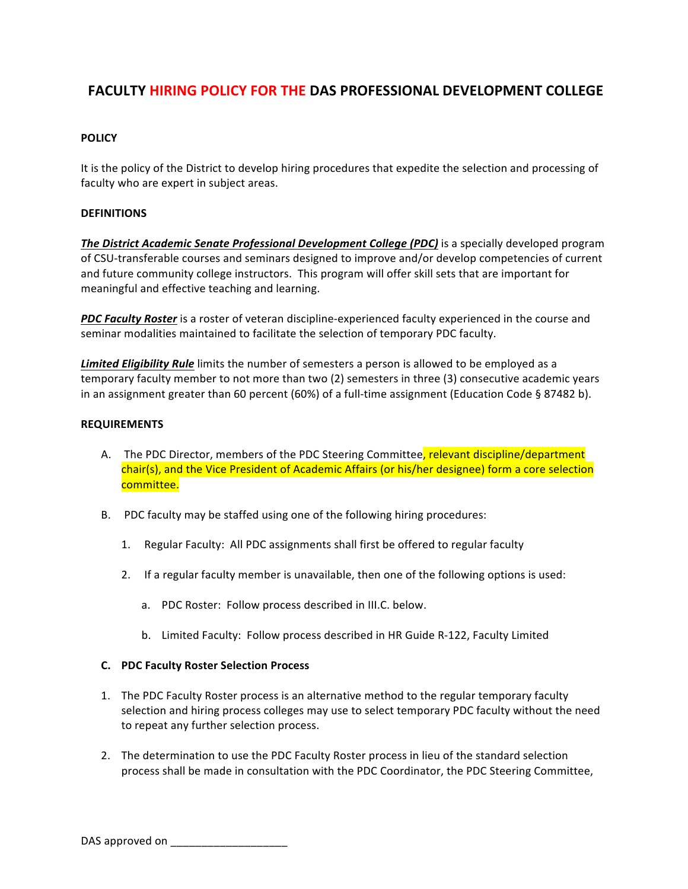# FACULTY HIRING POLICY FOR THE DAS PROFESSIONAL DEVELOPMENT COLLEGE

**POLICY**

It is the policy of the District to develop hiring procedures that expedite the selection and processing of faculty who are expert in subject areas.

**DEFINITIONS**

***The District Academic Senate Professional Development College (PDC)*** is a specially developed program of CSU-transferable courses and seminars designed to improve and/or develop competencies of current and future community college instructors. This program will offer skill sets that are important for meaningful and effective teaching and learning.

***PDC Faculty Roster*** is a roster of veteran discipline-experienced faculty experienced in the course and seminar modalities maintained to facilitate the selection of temporary PDC faculty.

***Limited Eligibility Rule*** limits the number of semesters a person is allowed to be employed as a temporary faculty member to not more than two (2) semesters in three (3) consecutive academic years in an assignment greater than 60 percent (60%) of a full-time assignment (Education Code § 87482 b).

**REQUIREMENTS**

A. The PDC Director, members of the PDC Steering Committee, relevant discipline/department chair(s), and the Vice President of Academic Affairs (or his/her designee) form a core selection committee.

B. PDC faculty may be staffed using one of the following hiring procedures:

   1. Regular Faculty: All PDC assignments shall first be offered to regular faculty

   2. If a regular faculty member is unavailable, then one of the following options is used:

      a. PDC Roster: Follow process described in III.C. below.

      b. Limited Faculty: Follow process described in HR Guide R-122, Faculty Limited

**C. PDC Faculty Roster Selection Process**

1. The PDC Faculty Roster process is an alternative method to the regular temporary faculty selection and hiring process colleges may use to select temporary PDC faculty without the need to repeat any further selection process.

2. The determination to use the PDC Faculty Roster process in lieu of the standard selection process shall be made in consultation with the PDC Coordinator, the PDC Steering Committee,

DAS approved on ___________________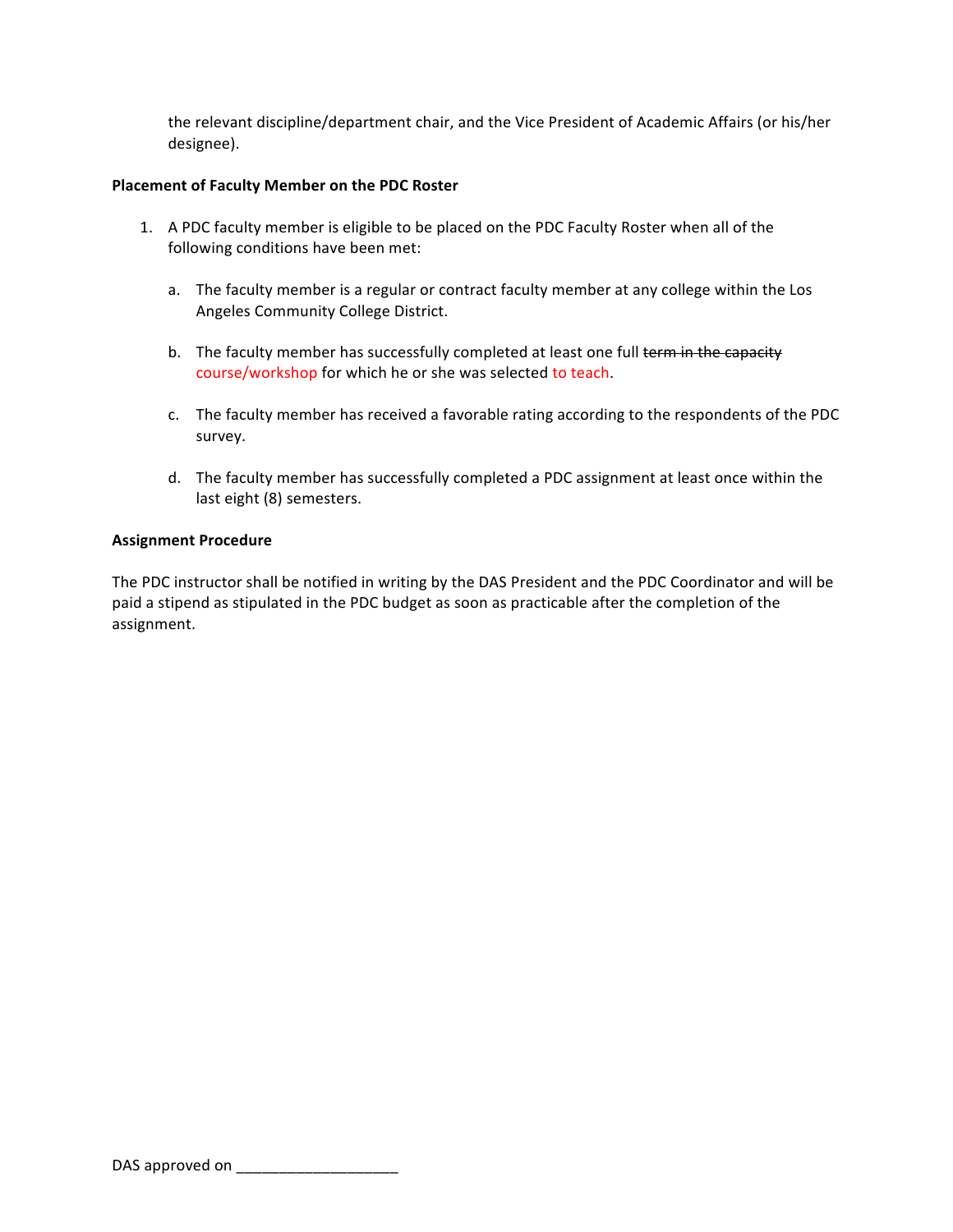the relevant discipline/department chair, and the Vice President of Academic Affairs (or his/her designee).

**Placement of Faculty Member on the PDC Roster**

1. A PDC faculty member is eligible to be placed on the PDC Faculty Roster when all of the following conditions have been met:

   a. The faculty member is a regular or contract faculty member at any college within the Los Angeles Community College District.

   b. The faculty member has successfully completed at least one full ~~term in the capacity~~ course/workshop for which he or she was selected to teach.

   c. The faculty member has received a favorable rating according to the respondents of the PDC survey.

   d. The faculty member has successfully completed a PDC assignment at least once within the last eight (8) semesters.

**Assignment Procedure**

The PDC instructor shall be notified in writing by the DAS President and the PDC Coordinator and will be paid a stipend as stipulated in the PDC budget as soon as practicable after the completion of the assignment.

DAS approved on ___________________